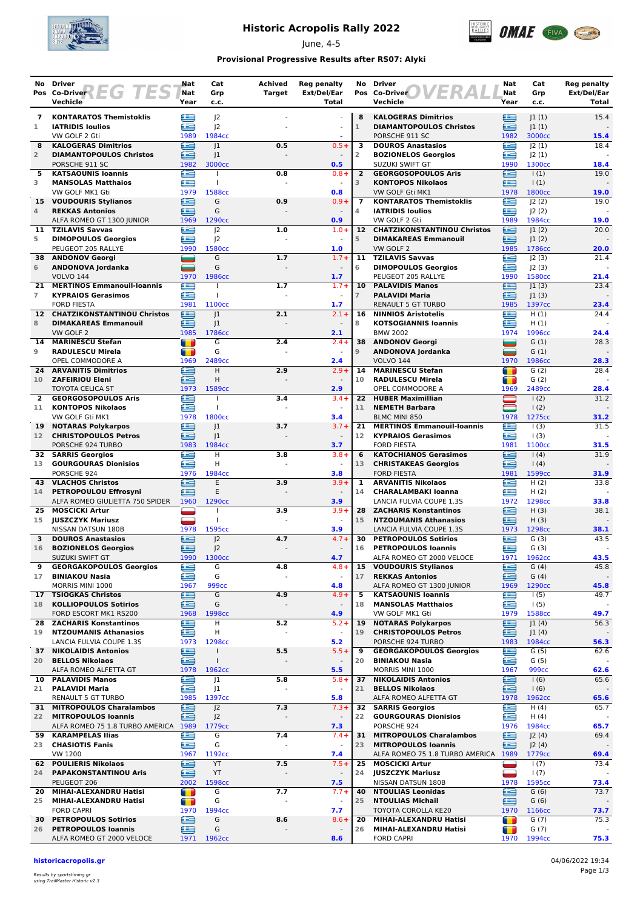# Historic Acropolis Rally 2022

June, 4-5

### Provisional Progressive Results after RS07: Alyki

## REG TEST

| No Pos | Driver / Co-Driver / Vechicle | Nat / Nat / Year | Cat / Grp / c.c. | Achived Target | Reg penalty Ext/Del/Ear Total |
|---|---|---|---|---|---|
| 7 / 1 | KONTARATOS Themistoklis / IATRIDIS Ioulios / VW GOLF 2 Gti | GR / GR / 1989 | J2 / J2 / 1984cc | - | - / - / - |
| 8 / 2 | KALOGERAS Dimitrios / DIAMANTOPOULOS Christos / PORSCHE 911 SC | GR / GR / 1982 | J1 / J1 / 3000cc | 0.5 | 0.5+ / - / 0.5 |
| 5 / 3 | KATSAOUNIS Ioannis / MANSOLAS Matthaios / VW GOLF MK1 Gti | GR / GR / 1979 | I / I / 1588cc | 0.8 | 0.8+ / - / 0.8 |
| 15 / 4 | VOUDOURIS Stylianos / REKKAS Antonios / ALFA ROMEO GT 1300 JUNIOR | GR / GR / 1969 | G / G / 1290cc | 0.9 | 0.9+ / - / 0.9 |
| 11 / 5 | TZILAVIS Savvas / DIMOPOULOS Georgios / PEUGEOT 205 RALLYE | GR / GR / 1990 | J2 / J2 / 1580cc | 1.0 | 1.0+ / - / 1.0 |
| 38 / 6 | ANDONOV Georgi / ANDONOVA Jordanka / VOLVO 144 | BG / BG / 1970 | G / G / 1986cc | 1.7 | 1.7+ / - / 1.7 |
| 21 / 7 | MERTINOS Emmanouil-Ioannis / KYPRAIOS Gerasimos / FORD FIESTA | GR / GR / 1981 | I / I / 1100cc | 1.7 | 1.7+ / - / 1.7 |
| 12 / 8 | CHATZIKONSTANTINOU Christos / DIMAKAREAS Emmanouil / VW GOLF 2 | GR / GR / 1985 | J1 / J1 / 1786cc | 2.1 | 2.1+ / - / 2.1 |
| 14 / 9 | MARINESCU Stefan / RADULESCU Mirela / OPEL COMMODORE A | RO / RO / 1969 | G / G / 2489cc | 2.4 | 2.4+ / - / 2.4 |
| 24 / 10 | ARVANITIS Dimitrios / ZAFEIRIOU Eleni / TOYOTA CELICA ST | GR / GR / 1973 | H / H / 1589cc | 2.9 | 2.9+ / - / 2.9 |
| 2 / 11 | GEORGOSOPOULOS Aris / KONTOPOS Nikolaos / VW GOLF Gti MK1 | GR / GR / 1978 | I / I / 1800cc | 3.4 | 3.4+ / - / 3.4 |
| 19 / 12 | NOTARAS Polykarpos / CHRISTOPOULOS Petros / PORSCHE 924 TURBO | GR / GR / 1983 | J1 / J1 / 1984cc | 3.7 | 3.7+ / - / 3.7 |
| 32 / 13 | SARRIS Georgios / GOURGOURAS Dionisios / PORSCHE 924 | GR / GR / 1976 | H / H / 1984cc | 3.8 | 3.8+ / - / 3.8 |
| 43 / 14 | VLACHOS Christos / PETROPOULOU Effrosyni / ALFA ROMEO GIULIETTA 750 SPIDER | GR / GR / 1960 | E / E / 1290cc | 3.9 | 3.9+ / - / 3.9 |
| 25 / 15 | MOSCICKI Artur / JUSZCZYK Mariusz / NISSAN DATSUN 180B | PL / PL / 1978 | I / I / 1595cc | 3.9 | 3.9+ / - / 3.9 |
| 3 / 16 | DOUROS Anastasios / BOZIONELOS Georgios / SUZUKI SWIFT GT | GR / GR / 1990 | J2 / J2 / 1300cc | 4.7 | 4.7+ / - / 4.7 |
| 9 / 17 | GEORGAKOPOULOS Georgios / BINIAKOU Nasia / MORRIS MINI 1000 | GR / GR / 1967 | G / G / 999cc | 4.8 | 4.8+ / - / 4.8 |
| 17 / 18 | TSIOGKAS Christos / KOLLIOPOULOS Sotirios / FORD ESCORT MK1 RS200 | GR / GR / 1968 | G / G / 1998cc | 4.9 | 4.9+ / - / 4.9 |
| 28 / 19 | ZACHARIS Konstantinos / NTZOUMANIS Athanasios / LANCIA FULVIA COUPE 1.3S | GR / GR / 1973 | H / H / 1298cc | 5.2 | 5.2+ / - / 5.2 |
| 37 / 20 | NIKOLAIDIS Antonios / BELLOS Nikolaos / ALFA ROMEO ALFETTA GT | GR / GR / 1978 | I / I / 1962cc | 5.5 | 5.5+ / - / 5.5 |
| 10 / 21 | PALAVIDIS Manos / PALAVIDI Maria / RENAULT 5 GT TURBO | GR / GR / 1985 | J1 / J1 / 1397cc | 5.8 | 5.8+ / - / 5.8 |
| 31 / 22 | MITROPOULOS Charalambos / MITROPOULOS Ioannis / ALFA ROMEO 75 1.8 TURBO AMERICA | GR / GR / 1989 | J2 / J2 / 1779cc | 7.3 | 7.3+ / - / 7.3 |
| 59 / 23 | KARAMPELAS Ilias / CHASIOTIS Fanis / VW 1200 | GR / GR / 1967 | G / G / 1192cc | 7.4 | 7.4+ / - / 7.4 |
| 62 / 24 | POULIERIS Nikolaos / PAPAKONSTANTINOU Aris / PEUGEOT 206 | GR / GR / 2002 | YT / YT / 1598cc | 7.5 | 7.5+ / - / 7.5 |
| 20 / 25 | MIHAI-ALEXANDRU Hatisi / MIHAI-ALEXANDRU Hatisi / FORD CAPRI | RO / RO / 1970 | G / G / 1994cc | 7.7 | 7.7+ / - / 7.7 |
| 30 / 26 | PETROPOULOS Sotirios / PETROPOULOS Ioannis / ALFA ROMEO GT 2000 VELOCE | GR / GR / 1971 | G / G / 1962cc | 8.6 | 8.6+ / - / 8.6 |

## OVERALL

| No Pos | Driver / Co-Driver / Vechicle | Nat / Nat / Year | Cat / Grp / c.c. | Reg penalty Ext/Del/Ear Total |
|---|---|---|---|---|
| 8 / 1 | KALOGERAS Dimitrios / DIAMANTOPOULOS Christos / PORSCHE 911 SC | GR / GR / 1982 | J1 (1) / J1 (1) / 3000cc | 15.4 / - / 15.4 |
| 3 / 2 | DOUROS Anastasios / BOZIONELOS Georgios / SUZUKI SWIFT GT | GR / GR / 1990 | J2 (1) / J2 (1) / 1300cc | 18.4 / - / 18.4 |
| 2 / 3 | GEORGOSOPOULOS Aris / KONTOPOS Nikolaos / VW GOLF Gti MK1 | GR / GR / 1978 | I (1) / I (1) / 1800cc | 19.0 / - / 19.0 |
| 7 / 4 | KONTARATOS Themistoklis / IATRIDIS Ioulios / VW GOLF 2 Gti | GR / GR / 1989 | J2 (2) / J2 (2) / 1984cc | 19.0 / - / 19.0 |
| 12 / 5 | CHATZIKONSTANTINOU Christos / DIMAKAREAS Emmanouil / VW GOLF 2 | GR / GR / 1985 | J1 (2) / J1 (2) / 1786cc | 20.0 / - / 20.0 |
| 11 / 6 | TZILAVIS Savvas / DIMOPOULOS Georgios / PEUGEOT 205 RALLYE | GR / GR / 1990 | J2 (3) / J2 (3) / 1580cc | 21.4 / - / 21.4 |
| 10 / 7 | PALAVIDIS Manos / PALAVIDI Maria / RENAULT 5 GT TURBO | GR / GR / 1985 | J1 (3) / J1 (3) / 1397cc | 23.4 / - / 23.4 |
| 16 / 8 | NINNIOS Aristotelis / KOTSOGIANNIS Ioannis / BMW 2002 | GR / GR / 1974 | H (1) / H (1) / 1996cc | 24.4 / - / 24.4 |
| 38 / 9 | ANDONOV Georgi / ANDONOVA Jordanka / VOLVO 144 | BG / BG / 1970 | G (1) / G (1) / 1986cc | 28.3 / - / 28.3 |
| 14 / 10 | MARINESCU Stefan / RADULESCU Mirela / OPEL COMMODORE A | RO / RO / 1969 | G (2) / G (2) / 2489cc | 28.4 / - / 28.4 |
| 22 / 11 | HUBER Maximillian / NEMETH Barbara / BLMC MINI 850 | AT / HU / 1978 | I (2) / I (2) / 1275cc | 31.2 / - / 31.2 |
| 21 / 12 | MERTINOS Emmanouil-Ioannis / KYPRAIOS Gerasimos / FORD FIESTA | GR / GR / 1981 | I (3) / I (3) / 1100cc | 31.5 / - / 31.5 |
| 6 / 13 | KATOCHIANOS Gerasimos / CHRISTAKEAS Georgios / FORD FIESTA | GR / GR / 1981 | I (4) / I (4) / 1599cc | 31.9 / - / 31.9 |
| 1 / 14 | ARVANITIS Nikolaos / CHARALAMBAKI Ioanna / LANCIA FULVIA COUPE 1.3S | GR / GR / 1972 | H (2) / H (2) / 1298cc | 33.8 / - / 33.8 |
| 28 / 15 | ZACHARIS Konstantinos / NTZOUMANIS Athanasios / LANCIA FULVIA COUPE 1.3S | GR / GR / 1973 | H (3) / H (3) / 1298cc | 38.1 / - / 38.1 |
| 30 / 16 | PETROPOULOS Sotirios / PETROPOULOS Ioannis / ALFA ROMEO GT 2000 VELOCE | GR / GR / 1971 | G (3) / G (3) / 1962cc | 43.5 / - / 43.5 |
| 15 / 17 | VOUDOURIS Stylianos / REKKAS Antonios / ALFA ROMEO GT 1300 JUNIOR | GR / GR / 1969 | G (4) / G (4) / 1290cc | 45.8 / - / 45.8 |
| 5 / 18 | KATSAOUNIS Ioannis / MANSOLAS Matthaios / VW GOLF MK1 Gti | GR / GR / 1979 | I (5) / I (5) / 1588cc | 49.7 / - / 49.7 |
| 19 / 19 | NOTARAS Polykarpos / CHRISTOPOULOS Petros / PORSCHE 924 TURBO | GR / GR / 1983 | J1 (4) / J1 (4) / 1984cc | 56.3 / - / 56.3 |
| 9 / 20 | GEORGAKOPOULOS Georgios / BINIAKOU Nasia / MORRIS MINI 1000 | GR / GR / 1967 | G (5) / G (5) / 999cc | 62.6 / - / 62.6 |
| 37 / 21 | NIKOLAIDIS Antonios / BELLOS Nikolaos / ALFA ROMEO ALFETTA GT | GR / GR / 1978 | I (6) / I (6) / 1962cc | 65.6 / - / 65.6 |
| 32 / 22 | SARRIS Georgios / GOURGOURAS Dionisios / PORSCHE 924 | GR / GR / 1976 | H (4) / H (4) / 1984cc | 65.7 / - / 65.7 |
| 31 / 23 | MITROPOULOS Charalambos / MITROPOULOS Ioannis / ALFA ROMEO 75 1.8 TURBO AMERICA | GR / GR / 1989 | J2 (4) / J2 (4) / 1779cc | 69.4 / - / 69.4 |
| 25 / 24 | MOSCICKI Artur / JUSZCZYK Mariusz / NISSAN DATSUN 180B | PL / PL / 1978 | I (7) / I (7) / 1595cc | 73.4 / - / 73.4 |
| 40 / 25 | NTOULIAS Leonidas / NTOULIAS Michail / TOYOTA COROLLA KE20 | GR / GR / 1970 | G (6) / G (6) / 1166cc | 73.7 / - / 73.7 |
| 20 / 26 | MIHAI-ALEXANDRU Hatisi / MIHAI-ALEXANDRU Hatisi / FORD CAPRI | RO / RO / 1970 | G (7) / G (7) / 1994cc | 75.3 / - / 75.3 |

historicacropolis.gr

04/06/2022 19:34

*Results by sportstiming.gr using TrailMaster Historic v2.3*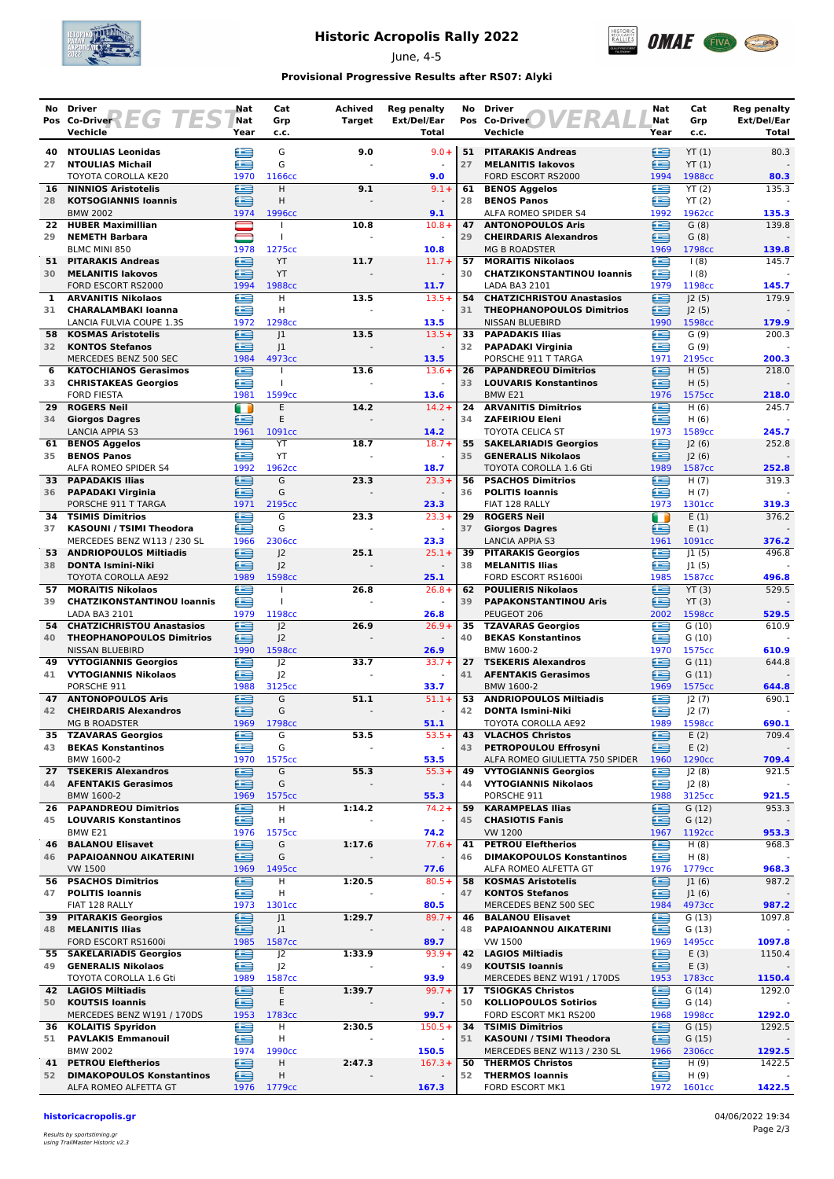# Historic Acropolis Rally 2022

June, 4-5

### Provisional Progressive Results after RS07: Alyki

## REG TEST

| No | Pos | Driver / Co-Driver / Vechicle | Nat | Cat Grp | Year | c.c. | Achived Target | Reg penalty Ext/Del/Ear | Total |
|---|---|---|---|---|---|---|---|---|---|
| 40 | 27 | NTOULIAS Leonidas / NTOULIAS Michail / TOYOTA COROLLA KE20 | GR / GR | G | 1970 | 1166cc | 9.0 | 9.0+ - | 9.0 |
| 16 | 28 | NINNIOS Aristotelis / KOTSOGIANNIS Ioannis / BMW 2002 | GR / GR | H | 1974 | 1996cc | 9.1 | 9.1+ - | 9.1 |
| 22 | 29 | HUBER Maximillian / NEMETH Barbara / BLMC MINI 850 | AT / AT | I | 1978 | 1275cc | 10.8 | 10.8+ - | 10.8 |
| 51 | 30 | PITARAKIS Andreas / MELANITIS Iakovos / FORD ESCORT RS2000 | GR / GR | YT | 1994 | 1988cc | 11.7 | 11.7+ - | 11.7 |
| 1 | 31 | ARVANITIS Nikolaos / CHARALAMBAKI Ioanna / LANCIA FULVIA COUPE 1.3S | GR / GR | H | 1972 | 1298cc | 13.5 | 13.5+ - | 13.5 |
| 58 | 32 | KOSMAS Aristotelis / KONTOS Stefanos / MERCEDES BENZ 500 SEC | GR / GR | J1 | 1984 | 4973cc | 13.5 | 13.5+ - | 13.5 |
| 6 | 33 | KATOCHIANOS Gerasimos / CHRISTAKEAS Georgios / FORD FIESTA | GR / GR | I | 1981 | 1599cc | 13.6 | 13.6+ - | 13.6 |
| 29 | 34 | ROGERS Neil / Giorgos Dagres / LANCIA APPIA S3 | IE / GR | E | 1961 | 1091cc | 14.2 | 14.2+ - | 14.2 |
| 61 | 35 | BENOS Aggelos / BENOS Panos / ALFA ROMEO SPIDER S4 | GR / GR | YT | 1992 | 1962cc | 18.7 | 18.7+ - | 18.7 |
| 33 | 36 | PAPADAKIS Ilias / PAPADAKI Virginia / PORSCHE 911 T TARGA | GR / GR | G | 1971 | 2195cc | 23.3 | 23.3+ - | 23.3 |
| 34 | 37 | TSIMIS Dimitrios / KASOUNI / TSIMI Theodora / MERCEDES BENZ W113 / 230 SL | GR / GR | G | 1966 | 2306cc | 23.3 | 23.3+ - | 23.3 |
| 53 | 38 | ANDRIOPOULOS Miltiadis / DONTA Ismini-Niki / TOYOTA COROLLA AE92 | GR / GR | J2 | 1989 | 1598cc | 25.1 | 25.1+ - | 25.1 |
| 57 | 39 | MORAITIS Nikolaos / CHATZIKONSTANTINOU Ioannis / LADA BA3 2101 | GR / GR | I | 1979 | 1198cc | 26.8 | 26.8+ - | 26.8 |
| 54 | 40 | CHATZICHRISTOU Anastasios / THEOPHANOPOULOS Dimitrios / NISSAN BLUEBIRD | GR / GR | J2 | 1990 | 1598cc | 26.9 | 26.9+ - | 26.9 |
| 49 | 41 | VYTOGIANNIS Georgios / VYTOGIANNIS Nikolaos / PORSCHE 911 | GR / GR | J2 | 1988 | 3125cc | 33.7 | 33.7+ - | 33.7 |
| 47 | 42 | ANTONOPOULOS Aris / CHEIRDARIS Alexandros / MG B ROADSTER | GR / GR | G | 1969 | 1798cc | 51.1 | 51.1+ - | 51.1 |
| 35 | 43 | TZAVARAS Georgios / BEKAS Konstantinos / BMW 1600-2 | GR / GR | G | 1970 | 1575cc | 53.5 | 53.5+ - | 53.5 |
| 27 | 44 | TSEKERIS Alexandros / AFENTAKIS Gerasimos / BMW 1600-2 | GR / GR | G | 1969 | 1575cc | 55.3 | 55.3+ - | 55.3 |
| 26 | 45 | PAPANDREOU Dimitrios / LOUVARIS Konstantinos / BMW E21 | GR / GR | H | 1976 | 1575cc | 1:14.2 | 74.2+ - | 74.2 |
| 46 | 46 | BALANOU Elisavet / PAPAIOANNOU AIKATERINI / VW 1500 | GR / GR | G | 1969 | 1495cc | 1:17.6 | 77.6+ - | 77.6 |
| 56 | 47 | PSACHOS Dimitrios / POLITIS Ioannis / FIAT 128 RALLY | GR / GR | H | 1973 | 1301cc | 1:20.5 | 80.5+ - | 80.5 |
| 39 | 48 | PITARAKIS Georgios / MELANITIS Ilias / FORD ESCORT RS1600i | GR / GR | J1 | 1985 | 1587cc | 1:29.7 | 89.7+ - | 89.7 |
| 55 | 49 | SAKELARIADIS Georgios / GENERALIS Nikolaos / TOYOTA COROLLA 1.6 Gti | GR / GR | J2 | 1989 | 1587cc | 1:33.9 | 93.9+ - | 93.9 |
| 42 | 50 | LAGIOS Miltiadis / KOUTSIS Ioannis / MERCEDES BENZ W191 / 170DS | GR / GR | E | 1953 | 1783cc | 1:39.7 | 99.7+ - | 99.7 |
| 36 | 51 | KOLAITIS Spyridon / PAVLAKIS Emmanouil / BMW 2002 | GR / GR | H | 1974 | 1990cc | 2:30.5 | 150.5+ - | 150.5 |
| 41 | 52 | PETROU Eleftherios / DIMAKOPOULOS Konstantinos / ALFA ROMEO ALFETTA GT | GR / GR | H | 1976 | 1779cc | 2:47.3 | 167.3+ - | 167.3 |

## OVERALL

| No | Pos | Driver / Co-Driver / Vechicle | Nat | Cat Grp | Year | c.c. | Reg penalty Ext/Del/Ear | Total |
|---|---|---|---|---|---|---|---|---|
| 51 | 27 | PITARAKIS Andreas / MELANITIS Iakovos / FORD ESCORT RS2000 | GR / GR | YT (1) | 1994 | 1988cc | 80.3 - | 80.3 |
| 61 | 28 | BENOS Aggelos / BENOS Panos / ALFA ROMEO SPIDER S4 | GR / GR | YT (2) | 1992 | 1962cc | 135.3 - | 135.3 |
| 47 | 29 | ANTONOPOULOS Aris / CHEIRDARIS Alexandros / MG B ROADSTER | GR / GR | G (8) | 1969 | 1798cc | 139.8 - | 139.8 |
| 57 | 30 | MORAITIS Nikolaos / CHATZIKONSTANTINOU Ioannis / LADA BA3 2101 | GR / GR | I (8) | 1979 | 1198cc | 145.7 - | 145.7 |
| 54 | 31 | CHATZICHRISTOU Anastasios / THEOPHANOPOULOS Dimitrios / NISSAN BLUEBIRD | GR / GR | J2 (5) | 1990 | 1598cc | 179.9 - | 179.9 |
| 33 | 32 | PAPADAKIS Ilias / PAPADAKI Virginia / PORSCHE 911 T TARGA | GR / GR | G (9) | 1971 | 2195cc | 200.3 - | 200.3 |
| 26 | 33 | PAPANDREOU Dimitrios / LOUVARIS Konstantinos / BMW E21 | GR / GR | H (5) | 1976 | 1575cc | 218.0 - | 218.0 |
| 24 | 34 | ARVANITIS Dimitrios / ZAFEIRIOU Eleni / TOYOTA CELICA ST | GR / GR | H (6) | 1973 | 1589cc | 245.7 - | 245.7 |
| 55 | 35 | SAKELARIADIS Georgios / GENERALIS Nikolaos / TOYOTA COROLLA 1.6 Gti | GR / GR | J2 (6) | 1989 | 1587cc | 252.8 - | 252.8 |
| 56 | 36 | PSACHOS Dimitrios / POLITIS Ioannis / FIAT 128 RALLY | GR / GR | H (7) | 1973 | 1301cc | 319.3 - | 319.3 |
| 29 | 37 | ROGERS Neil / Giorgos Dagres / LANCIA APPIA S3 | IE / GR | E (1) | 1961 | 1091cc | 376.2 - | 376.2 |
| 39 | 38 | PITARAKIS Georgios / MELANITIS Ilias / FORD ESCORT RS1600i | GR / GR | J1 (5) | 1985 | 1587cc | 496.8 - | 496.8 |
| 62 | 39 | POULIERIS Nikolaos / PAPAKONSTANTINOU Aris / PEUGEOT 206 | GR / GR | YT (3) | 2002 | 1598cc | 529.5 - | 529.5 |
| 35 | 40 | TZAVARAS Georgios / BEKAS Konstantinos / BMW 1600-2 | GR / GR | G (10) | 1970 | 1575cc | 610.9 - | 610.9 |
| 27 | 41 | TSEKERIS Alexandros / AFENTAKIS Gerasimos / BMW 1600-2 | GR / GR | G (11) | 1969 | 1575cc | 644.8 - | 644.8 |
| 53 | 42 | ANDRIOPOULOS Miltiadis / DONTA Ismini-Niki / TOYOTA COROLLA AE92 | GR / GR | J2 (7) | 1989 | 1598cc | 690.1 - | 690.1 |
| 43 | 43 | VLACHOS Christos / PETROPOULOU Effrosyni / ALFA ROMEO GIULIETTA 750 SPIDER | GR / GR | E (2) | 1960 | 1290cc | 709.4 - | 709.4 |
| 49 | 44 | VYTOGIANNIS Georgios / VYTOGIANNIS Nikolaos / PORSCHE 911 | GR / GR | J2 (8) | 1988 | 3125cc | 921.5 - | 921.5 |
| 59 | 45 | KARAMPELAS Ilias / CHASIOTIS Fanis / VW 1200 | GR / GR | G (12) | 1967 | 1192cc | 953.3 - | 953.3 |
| 41 | 46 | PETROU Eleftherios / DIMAKOPOULOS Konstantinos / ALFA ROMEO ALFETTA GT | GR / GR | H (8) | 1976 | 1779cc | 968.3 - | 968.3 |
| 58 | 47 | KOSMAS Aristotelis / KONTOS Stefanos / MERCEDES BENZ 500 SEC | GR / GR | J1 (6) | 1984 | 4973cc | 987.2 - | 987.2 |
| 46 | 48 | BALANOU Elisavet / PAPAIOANNOU AIKATERINI / VW 1500 | GR / GR | G (13) | 1969 | 1495cc | 1097.8 - | 1097.8 |
| 42 | 49 | LAGIOS Miltiadis / KOUTSIS Ioannis / MERCEDES BENZ W191 / 170DS | GR / GR | E (3) | 1953 | 1783cc | 1150.4 - | 1150.4 |
| 17 | 50 | TSIOGKAS Christos / KOLLIOPOULOS Sotirios / FORD ESCORT MK1 RS200 | GR / GR | G (14) | 1968 | 1998cc | 1292.0 - | 1292.0 |
| 34 | 51 | TSIMIS Dimitrios / KASOUNI / TSIMI Theodora / MERCEDES BENZ W113 / 230 SL | GR / GR | G (15) | 1966 | 2306cc | 1292.5 - | 1292.5 |
| 50 | 52 | THERMOS Christos / THERMOS Ioannis / FORD ESCORT MK1 | GR / GR | H (9) | 1972 | 1601cc | 1422.5 - | 1422.5 |

historicacropolis.gr

*Results by sportstiming.gr using TrailMaster Historic v2.3*

04/06/2022 19:34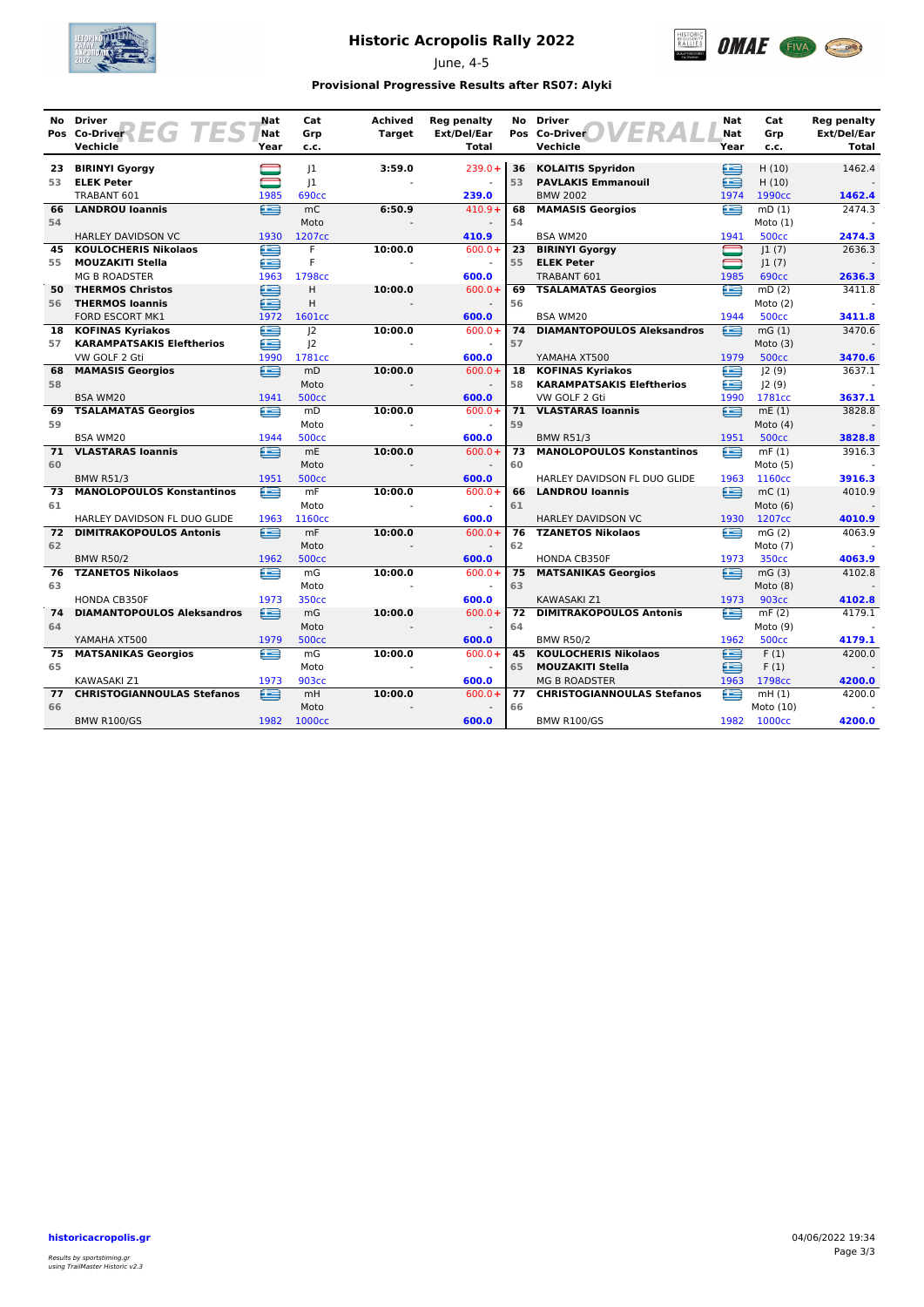# Historic Acropolis Rally 2022

June, 4-5

### Provisional Progressive Results after RS07: Alyki

**REG TEST**

| No<br>Pos | Driver<br>Co-Driver<br>Vechicle | Nat<br>Nat<br>Year | Cat<br>Grp<br>c.c. | Achived<br>Target | Reg penalty<br>Ext/Del/Ear<br>Total |
|---|---|---|---|---|---|
| 23<br>53 | **BIRINYI Gyorgy**<br>**ELEK Peter**<br>TRABANT 601 | HUN<br>HUN<br>1985 | J1<br>J1<br>690cc | 3:59.0<br>- | 239.0+<br>-<br>**239.0** |
| 66<br>54 | **LANDROU Ioannis**<br><br>HARLEY DAVIDSON VC | GRE<br><br>1930 | mC<br>Moto<br>1207cc | 6:50.9<br>- | 410.9+<br>-<br>**410.9** |
| 45<br>55 | **KOULOCHERIS Nikolaos**<br>**MOUZAKITI Stella**<br>MG B ROADSTER | GRE<br>GRE<br>1963 | F<br>F<br>1798cc | 10:00.0<br>- | 600.0+<br>-<br>**600.0** |
| 50<br>56 | **THERMOS Christos**<br>**THERMOS Ioannis**<br>FORD ESCORT MK1 | GRE<br>GRE<br>1972 | H<br>H<br>1601cc | 10:00.0<br>- | 600.0+<br>-<br>**600.0** |
| 18<br>57 | **KOFINAS Kyriakos**<br>**KARAMPATSAKIS Eleftherios**<br>VW GOLF 2 Gti | GRE<br>GRE<br>1990 | J2<br>J2<br>1781cc | 10:00.0<br>- | 600.0+<br>-<br>**600.0** |
| 68<br>58 | **MAMASIS Georgios**<br><br>BSA WM20 | GRE<br><br>1941 | mD<br>Moto<br>500cc | 10:00.0<br>- | 600.0+<br>-<br>**600.0** |
| 69<br>59 | **TSALAMATAS Georgios**<br><br>BSA WM20 | GRE<br><br>1944 | mD<br>Moto<br>500cc | 10:00.0<br>- | 600.0+<br>-<br>**600.0** |
| 71<br>60 | **VLASTARAS Ioannis**<br><br>BMW R51/3 | GRE<br><br>1951 | mE<br>Moto<br>500cc | 10:00.0<br>- | 600.0+<br>-<br>**600.0** |
| 73<br>61 | **MANOLOPOULOS Konstantinos**<br><br>HARLEY DAVIDSON FL DUO GLIDE | GRE<br><br>1963 | mF<br>Moto<br>1160cc | 10:00.0<br>- | 600.0+<br>-<br>**600.0** |
| 72<br>62 | **DIMITRAKOPOULOS Antonis**<br><br>BMW R50/2 | GRE<br><br>1962 | mF<br>Moto<br>500cc | 10:00.0<br>- | 600.0+<br>-<br>**600.0** |
| 76<br>63 | **TZANETOS Nikolaos**<br><br>HONDA CB350F | GRE<br><br>1973 | mG<br>Moto<br>350cc | 10:00.0<br>- | 600.0+<br>-<br>**600.0** |
| 74<br>64 | **DIAMANTOPOULOS Aleksandros**<br><br>YAMAHA XT500 | GRE<br><br>1979 | mG<br>Moto<br>500cc | 10:00.0<br>- | 600.0+<br>-<br>**600.0** |
| 75<br>65 | **MATSANIKAS Georgios**<br><br>KAWASAKI Z1 | GRE<br><br>1973 | mG<br>Moto<br>903cc | 10:00.0<br>- | 600.0+<br>-<br>**600.0** |
| 77<br>66 | **CHRISTOGIANNOULAS Stefanos**<br><br>BMW R100/GS | GRE<br><br>1982 | mH<br>Moto<br>1000cc | 10:00.0<br>- | 600.0+<br>-<br>**600.0** |

**OVERALL**

| No<br>Pos | Driver<br>Co-Driver<br>Vechicle | Nat<br>Nat<br>Year | Cat<br>Grp<br>c.c. | Reg penalty<br>Ext/Del/Ear<br>Total |
|---|---|---|---|---|
| 36<br>53 | **KOLAITIS Spyridon**<br>**PAVLAKIS Emmanouil**<br>BMW 2002 | GRE<br>GRE<br>1974 | H (10)<br>H (10)<br>1990cc | 1462.4<br>-<br>**1462.4** |
| 68<br>54 | **MAMASIS Georgios**<br><br>BSA WM20 | GRE<br><br>1941 | mD (1)<br>Moto (1)<br>500cc | 2474.3<br>-<br>**2474.3** |
| 23<br>55 | **BIRINYI Gyorgy**<br>**ELEK Peter**<br>TRABANT 601 | HUN<br>HUN<br>1985 | J1 (7)<br>J1 (7)<br>690cc | 2636.3<br>-<br>**2636.3** |
| 69<br>56 | **TSALAMATAS Georgios**<br><br>BSA WM20 | GRE<br><br>1944 | mD (2)<br>Moto (2)<br>500cc | 3411.8<br>-<br>**3411.8** |
| 74<br>57 | **DIAMANTOPOULOS Aleksandros**<br><br>YAMAHA XT500 | GRE<br><br>1979 | mG (1)<br>Moto (3)<br>500cc | 3470.6<br>-<br>**3470.6** |
| 18<br>58 | **KOFINAS Kyriakos**<br>**KARAMPATSAKIS Eleftherios**<br>VW GOLF 2 Gti | GRE<br>GRE<br>1990 | J2 (9)<br>J2 (9)<br>1781cc | 3637.1<br>-<br>**3637.1** |
| 71<br>59 | **VLASTARAS Ioannis**<br><br>BMW R51/3 | GRE<br><br>1951 | mE (1)<br>Moto (4)<br>500cc | 3828.8<br>-<br>**3828.8** |
| 73<br>60 | **MANOLOPOULOS Konstantinos**<br><br>HARLEY DAVIDSON FL DUO GLIDE | GRE<br><br>1963 | mF (1)<br>Moto (5)<br>1160cc | 3916.3<br>-<br>**3916.3** |
| 66<br>61 | **LANDROU Ioannis**<br><br>HARLEY DAVIDSON VC | GRE<br><br>1930 | mC (1)<br>Moto (6)<br>1207cc | 4010.9<br>-<br>**4010.9** |
| 76<br>62 | **TZANETOS Nikolaos**<br><br>HONDA CB350F | GRE<br><br>1973 | mG (2)<br>Moto (7)<br>350cc | 4063.9<br>-<br>**4063.9** |
| 75<br>63 | **MATSANIKAS Georgios**<br><br>KAWASAKI Z1 | GRE<br><br>1973 | mG (3)<br>Moto (8)<br>903cc | 4102.8<br>-<br>**4102.8** |
| 72<br>64 | **DIMITRAKOPOULOS Antonis**<br><br>BMW R50/2 | GRE<br><br>1962 | mF (2)<br>Moto (9)<br>500cc | 4179.1<br>-<br>**4179.1** |
| 45<br>65 | **KOULOCHERIS Nikolaos**<br>**MOUZAKITI Stella**<br>MG B ROADSTER | GRE<br>GRE<br>1963 | F (1)<br>F (1)<br>1798cc | 4200.0<br>-<br>**4200.0** |
| 77<br>66 | **CHRISTOGIANNOULAS Stefanos**<br><br>BMW R100/GS | GRE<br><br>1982 | mH (1)<br>Moto (10)<br>1000cc | 4200.0<br>-<br>**4200.0** |

historicacropolis.gr

04/06/2022 19:34

*Results by sportstiming.gr*
*using TrailMaster Historic v2.3*